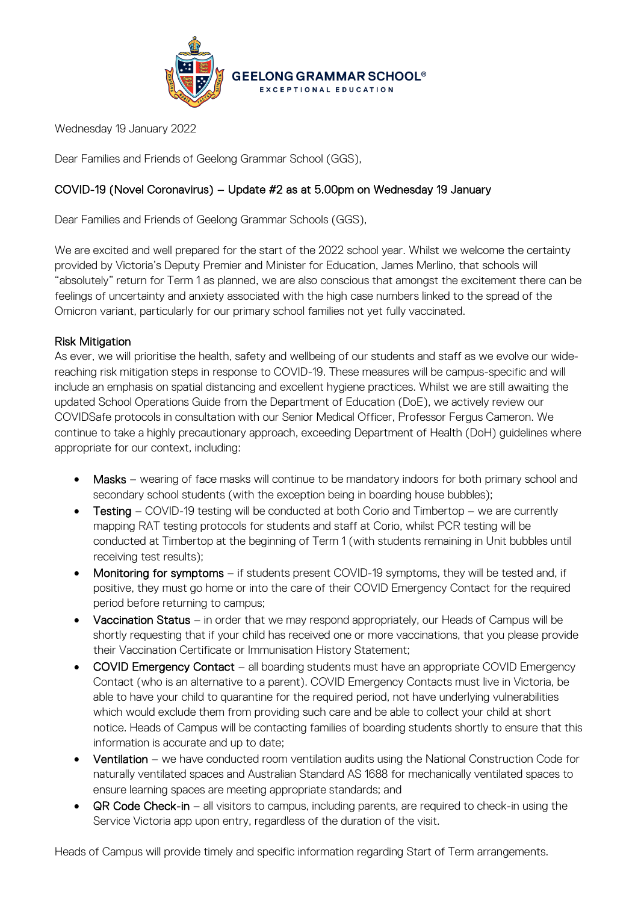GEELONG GRAMMAR SCHOOL®
EXCEPTIONAL EDUCATION

Wednesday 19 January 2022

Dear Families and Friends of Geelong Grammar School (GGS),

## COVID-19 (Novel Coronavirus) – Update #2 as at 5.00pm on Wednesday 19 January

Dear Families and Friends of Geelong Grammar Schools (GGS),

We are excited and well prepared for the start of the 2022 school year. Whilst we welcome the certainty provided by Victoria's Deputy Premier and Minister for Education, James Merlino, that schools will "absolutely" return for Term 1 as planned, we are also conscious that amongst the excitement there can be feelings of uncertainty and anxiety associated with the high case numbers linked to the spread of the Omicron variant, particularly for our primary school families not yet fully vaccinated.

### Risk Mitigation

As ever, we will prioritise the health, safety and wellbeing of our students and staff as we evolve our wide-reaching risk mitigation steps in response to COVID-19. These measures will be campus-specific and will include an emphasis on spatial distancing and excellent hygiene practices. Whilst we are still awaiting the updated School Operations Guide from the Department of Education (DoE), we actively review our COVIDSafe protocols in consultation with our Senior Medical Officer, Professor Fergus Cameron. We continue to take a highly precautionary approach, exceeding Department of Health (DoH) guidelines where appropriate for our context, including:

- **Masks** – wearing of face masks will continue to be mandatory indoors for both primary school and secondary school students (with the exception being in boarding house bubbles);
- **Testing** – COVID-19 testing will be conducted at both Corio and Timbertop – we are currently mapping RAT testing protocols for students and staff at Corio, whilst PCR testing will be conducted at Timbertop at the beginning of Term 1 (with students remaining in Unit bubbles until receiving test results);
- **Monitoring for symptoms** – if students present COVID-19 symptoms, they will be tested and, if positive, they must go home or into the care of their COVID Emergency Contact for the required period before returning to campus;
- **Vaccination Status** – in order that we may respond appropriately, our Heads of Campus will be shortly requesting that if your child has received one or more vaccinations, that you please provide their Vaccination Certificate or Immunisation History Statement;
- **COVID Emergency Contact** – all boarding students must have an appropriate COVID Emergency Contact (who is an alternative to a parent). COVID Emergency Contacts must live in Victoria, be able to have your child to quarantine for the required period, not have underlying vulnerabilities which would exclude them from providing such care and be able to collect your child at short notice. Heads of Campus will be contacting families of boarding students shortly to ensure that this information is accurate and up to date;
- **Ventilation** – we have conducted room ventilation audits using the National Construction Code for naturally ventilated spaces and Australian Standard AS 1688 for mechanically ventilated spaces to ensure learning spaces are meeting appropriate standards; and
- **QR Code Check-in** – all visitors to campus, including parents, are required to check-in using the Service Victoria app upon entry, regardless of the duration of the visit.

Heads of Campus will provide timely and specific information regarding Start of Term arrangements.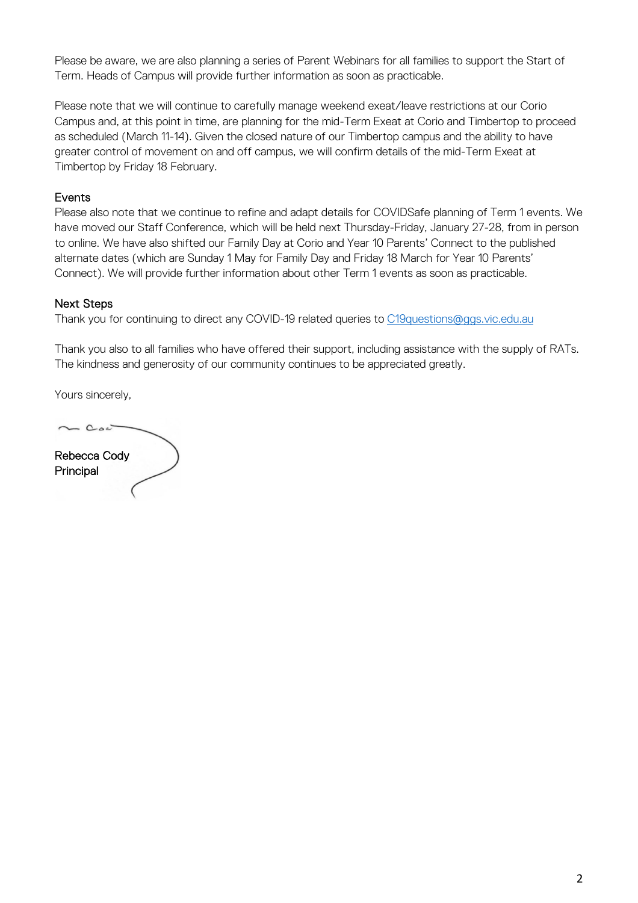Please be aware, we are also planning a series of Parent Webinars for all families to support the Start of Term. Heads of Campus will provide further information as soon as practicable.

Please note that we will continue to carefully manage weekend exeat/leave restrictions at our Corio Campus and, at this point in time, are planning for the mid-Term Exeat at Corio and Timbertop to proceed as scheduled (March 11-14). Given the closed nature of our Timbertop campus and the ability to have greater control of movement on and off campus, we will confirm details of the mid-Term Exeat at Timbertop by Friday 18 February.

## Events

Please also note that we continue to refine and adapt details for COVIDSafe planning of Term 1 events. We have moved our Staff Conference, which will be held next Thursday-Friday, January 27-28, from in person to online. We have also shifted our Family Day at Corio and Year 10 Parents' Connect to the published alternate dates (which are Sunday 1 May for Family Day and Friday 18 March for Year 10 Parents' Connect). We will provide further information about other Term 1 events as soon as practicable.

## Next Steps

Thank you for continuing to direct any COVID-19 related queries to C19questions@ggs.vic.edu.au

Thank you also to all families who have offered their support, including assistance with the supply of RATs. The kindness and generosity of our community continues to be appreciated greatly.

Yours sincerely,

Rebecca Cody
Principal